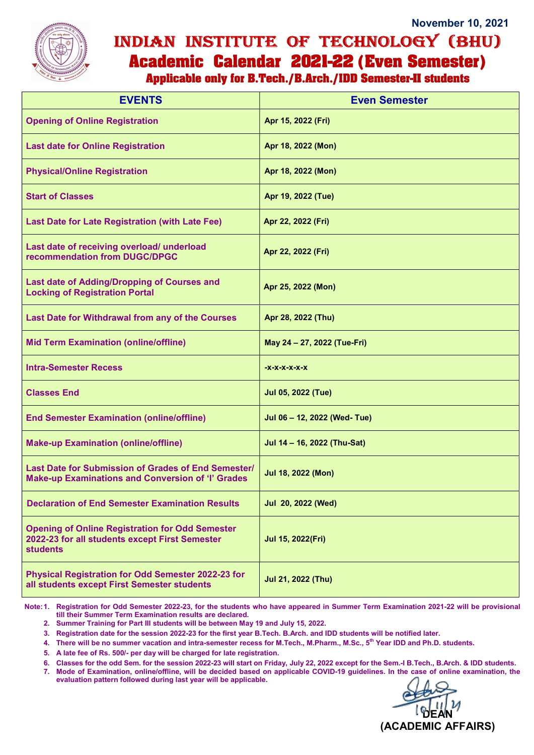November 10, 2021

# INDIAN INSTITUTE OF TECHNOLOGY (BHU)
## Academic Calendar 2021-22 (Even Semester)
### Applicable only for B.Tech./B.Arch./IDD Semester-II students

| EVENTS | Even Semester |
|---|---|
| Opening of Online Registration | Apr 15, 2022 (Fri) |
| Last date for Online Registration | Apr 18, 2022 (Mon) |
| Physical/Online Registration | Apr 18, 2022 (Mon) |
| Start of Classes | Apr 19, 2022 (Tue) |
| Last Date for Late Registration (with Late Fee) | Apr 22, 2022 (Fri) |
| Last date of receiving overload/ underload recommendation from DUGC/DPGC | Apr 22, 2022 (Fri) |
| Last date of Adding/Dropping of Courses and Locking of Registration Portal | Apr 25, 2022 (Mon) |
| Last Date for Withdrawal from any of the Courses | Apr 28, 2022 (Thu) |
| Mid Term Examination (online/offline) | May 24 – 27, 2022 (Tue-Fri) |
| Intra-Semester Recess | -x-x-x-x-x |
| Classes End | Jul 05, 2022 (Tue) |
| End Semester Examination (online/offline) | Jul 06 – 12, 2022 (Wed- Tue) |
| Make-up Examination (online/offline) | Jul 14 – 16, 2022 (Thu-Sat) |
| Last Date for Submission of Grades of End Semester/ Make-up Examinations and Conversion of 'I' Grades | Jul 18, 2022 (Mon) |
| Declaration of End Semester Examination Results | Jul 20, 2022 (Wed) |
| Opening of Online Registration for Odd Semester 2022-23 for all students except First Semester students | Jul 15, 2022(Fri) |
| Physical Registration for Odd Semester 2022-23 for all students except First Semester students | Jul 21, 2022 (Thu) |

**Note:**

1. Registration for Odd Semester 2022-23, for the students who have appeared in Summer Term Examination 2021-22 will be provisional till their Summer Term Examination results are declared.
2. Summer Training for Part III students will be between May 19 and July 15, 2022.
3. Registration date for the session 2022-23 for the first year B.Tech. B.Arch. and IDD students will be notified later.
4. There will be no summer vacation and intra-semester recess for M.Tech., M.Pharm., M.Sc., 5th Year IDD and Ph.D. students.
5. A late fee of Rs. 500/- per day will be charged for late registration.
6. Classes for the odd Sem. for the session 2022-23 will start on Friday, July 22, 2022 except for the Sem.-I B.Tech., B.Arch. & IDD students.
7. Mode of Examination, online/offline, will be decided based on applicable COVID-19 guidelines. In the case of online examination, the evaluation pattern followed during last year will be applicable.

10/11/21

**DEAN**
**(ACADEMIC AFFAIRS)**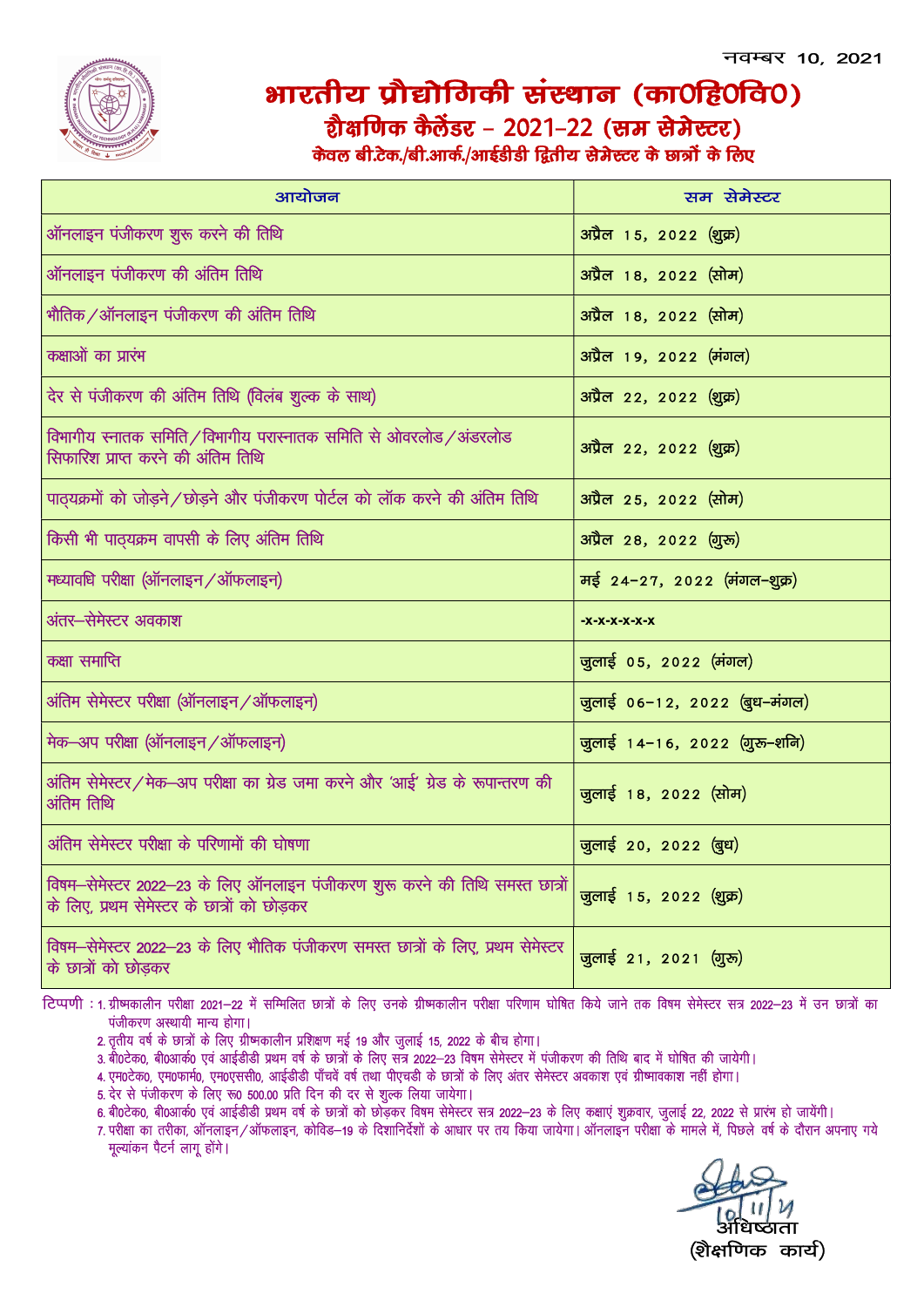नवम्बर 10, 2021

# भारतीय प्रौद्योगिकी संस्थान (का0हि0वि0)

## शैक्षणिक कैलेंडर – 2021–22 (सम सेमेस्टर)

### केवल बी.टेक./बी.आर्क./आईडीडी द्वितीय सेमेस्टर के छात्रों के लिए

| आयोजन | सम सेमेस्टर |
|---|---|
| ऑनलाइन पंजीकरण शुरू करने की तिथि | अप्रैल 15, 2022 (शुक्र) |
| ऑनलाइन पंजीकरण की अंतिम तिथि | अप्रैल 18, 2022 (सोम) |
| भौतिक/ऑनलाइन पंजीकरण की अंतिम तिथि | अप्रैल 18, 2022 (सोम) |
| कक्षाओं का प्रारंभ | अप्रैल 19, 2022 (मंगल) |
| देर से पंजीकरण की अंतिम तिथि (विलंब शुल्क के साथ) | अप्रैल 22, 2022 (शुक्र) |
| विभागीय स्नातक समिति/विभागीय परास्नातक समिति से ओवरलोड/अंडरलोड सिफारिश प्राप्त करने की अंतिम तिथि | अप्रैल 22, 2022 (शुक्र) |
| पाठ्यक्रमों को जोड़ने/छोड़ने और पंजीकरण पोर्टल को लॉक करने की अंतिम तिथि | अप्रैल 25, 2022 (सोम) |
| किसी भी पाठ्यक्रम वापसी के लिए अंतिम तिथि | अप्रैल 28, 2022 (गुरु) |
| मध्यावधि परीक्षा (ऑनलाइन/ऑफलाइन) | मई 24–27, 2022 (मंगल–शुक्र) |
| अंतर–सेमेस्टर अवकाश | -x-x-x-x-x-x |
| कक्षा समाप्ति | जुलाई 05, 2022 (मंगल) |
| अंतिम सेमेस्टर परीक्षा (ऑनलाइन/ऑफलाइन) | जुलाई 06–12, 2022 (बुध–मंगल) |
| मेक–अप परीक्षा (ऑनलाइन/ऑफलाइन) | जुलाई 14–16, 2022 (गुरु–शनि) |
| अंतिम सेमेस्टर/मेक–अप परीक्षा का ग्रेड जमा करने और 'आई' ग्रेड के रूपान्तरण की अंतिम तिथि | जुलाई 18, 2022 (सोम) |
| अंतिम सेमेस्टर परीक्षा के परिणामों की घोषणा | जुलाई 20, 2022 (बुध) |
| विषम–सेमेस्टर 2022–23 के लिए ऑनलाइन पंजीकरण शुरू करने की तिथि समस्त छात्रों के लिए, प्रथम सेमेस्टर के छात्रों को छोड़कर | जुलाई 15, 2022 (शुक्र) |
| विषम–सेमेस्टर 2022–23 के लिए भौतिक पंजीकरण समस्त छात्रों के लिए, प्रथम सेमेस्टर के छात्रों को छोड़कर | जुलाई 21, 2021 (गुरु) |

टिप्पणी :
1. ग्रीष्मकालीन परीक्षा 2021–22 में सम्मिलित छात्रों के लिए उनके ग्रीष्मकालीन परीक्षा परिणाम घोषित किये जाने तक विषम सेमेस्टर सत्र 2022–23 में उन छात्रों का पंजीकरण अस्थायी मान्य होगा।
2. तृतीय वर्ष के छात्रों के लिए ग्रीष्मकालीन प्रशिक्षण मई 19 और जुलाई 15, 2022 के बीच होगा।
3. बी0टेक0, बी0आर्क0 एवं आईडीडी प्रथम वर्ष के छात्रों के लिए सत्र 2022–23 विषम सेमेस्टर में पंजीकरण की तिथि बाद में घोषित की जायेगी।
4. एम0टेक0, एम0फार्म0, एम0एससी0, आईडीडी पाँचवें वर्ष तथा पीएचडी के छात्रों के लिए अंतर सेमेस्टर अवकाश एवं ग्रीष्मावकाश नहीं होगा।
5. देर से पंजीकरण के लिए रू0 500.00 प्रति दिन की दर से शुल्क लिया जायेगा।
6. बी0टेक0, बी0आर्क0 एवं आईडीडी प्रथम वर्ष के छात्रों को छोड़कर विषम सेमेस्टर सत्र 2022–23 के लिए कक्षाएं शुक्रवार, जुलाई 22, 2022 से प्रारंभ हो जायेंगी।
7. परीक्षा का तरीका, ऑनलाइन/ऑफलाइन, कोविड–19 के दिशानिर्देशों के आधार पर तय किया जायेगा। ऑनलाइन परीक्षा के मामले में, पिछले वर्ष के दौरान अपनाए गये मूल्यांकन पैटर्न लागू होंगे।

10/11/21

अधिष्ठाता
(शैक्षणिक कार्य)